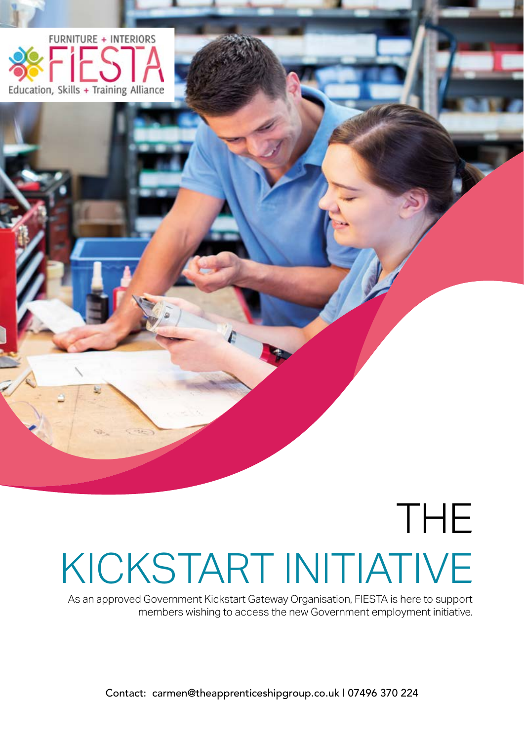FURNITURE + INTERIORS

FIESTA

Education, Skills + Training Alliance

# THE KICKSTART INITIATIVE

As an approved Government Kickstart Gateway Organisation, FIESTA is here to support members wishing to access the new Government employment initiative.

Contact: carmen@theapprenticeshipgroup.co.uk | 07496 370 224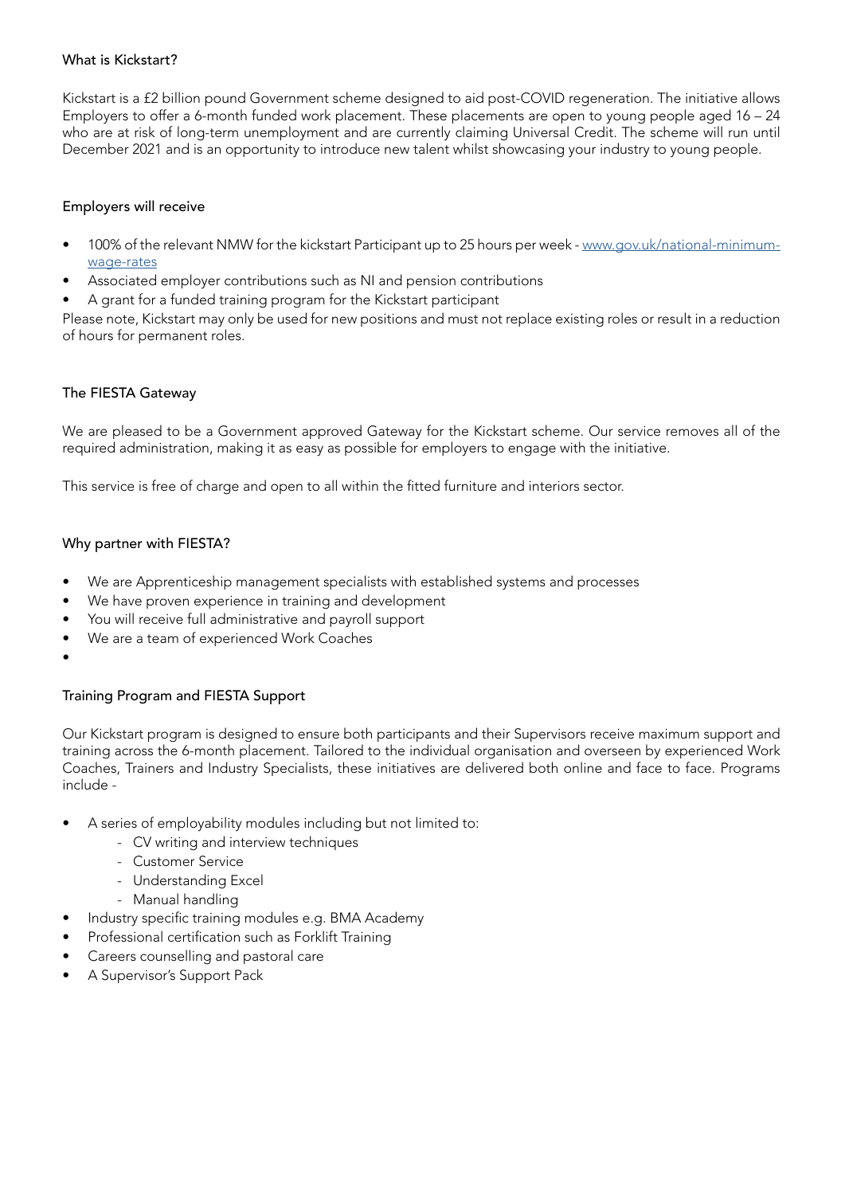## What is Kickstart?

Kickstart is a £2 billion pound Government scheme designed to aid post-COVID regeneration. The initiative allows Employers to offer a 6-month funded work placement. These placements are open to young people aged 16 – 24 who are at risk of long-term unemployment and are currently claiming Universal Credit. The scheme will run until December 2021 and is an opportunity to introduce new talent whilst showcasing your industry to young people.

## Employers will receive

- 100% of the relevant NMW for the kickstart Participant up to 25 hours per week - [www.gov.uk/national-minimum-wage-rates](www.gov.uk/national-minimum-wage-rates)
- Associated employer contributions such as NI and pension contributions
- A grant for a funded training program for the Kickstart participant

Please note, Kickstart may only be used for new positions and must not replace existing roles or result in a reduction of hours for permanent roles.

## The FIESTA Gateway

We are pleased to be a Government approved Gateway for the Kickstart scheme. Our service removes all of the required administration, making it as easy as possible for employers to engage with the initiative.

This service is free of charge and open to all within the fitted furniture and interiors sector.

## Why partner with FIESTA?

- We are Apprenticeship management specialists with established systems and processes
- We have proven experience in training and development
- You will receive full administrative and payroll support
- We are a team of experienced Work Coaches

## Training Program and FIESTA Support

Our Kickstart program is designed to ensure both participants and their Supervisors receive maximum support and training across the 6-month placement. Tailored to the individual organisation and overseen by experienced Work Coaches, Trainers and Industry Specialists, these initiatives are delivered both online and face to face. Programs include -

- A series of employability modules including but not limited to:
  - CV writing and interview techniques
  - Customer Service
  - Understanding Excel
  - Manual handling
- Industry specific training modules e.g. BMA Academy
- Professional certification such as Forklift Training
- Careers counselling and pastoral care
- A Supervisor's Support Pack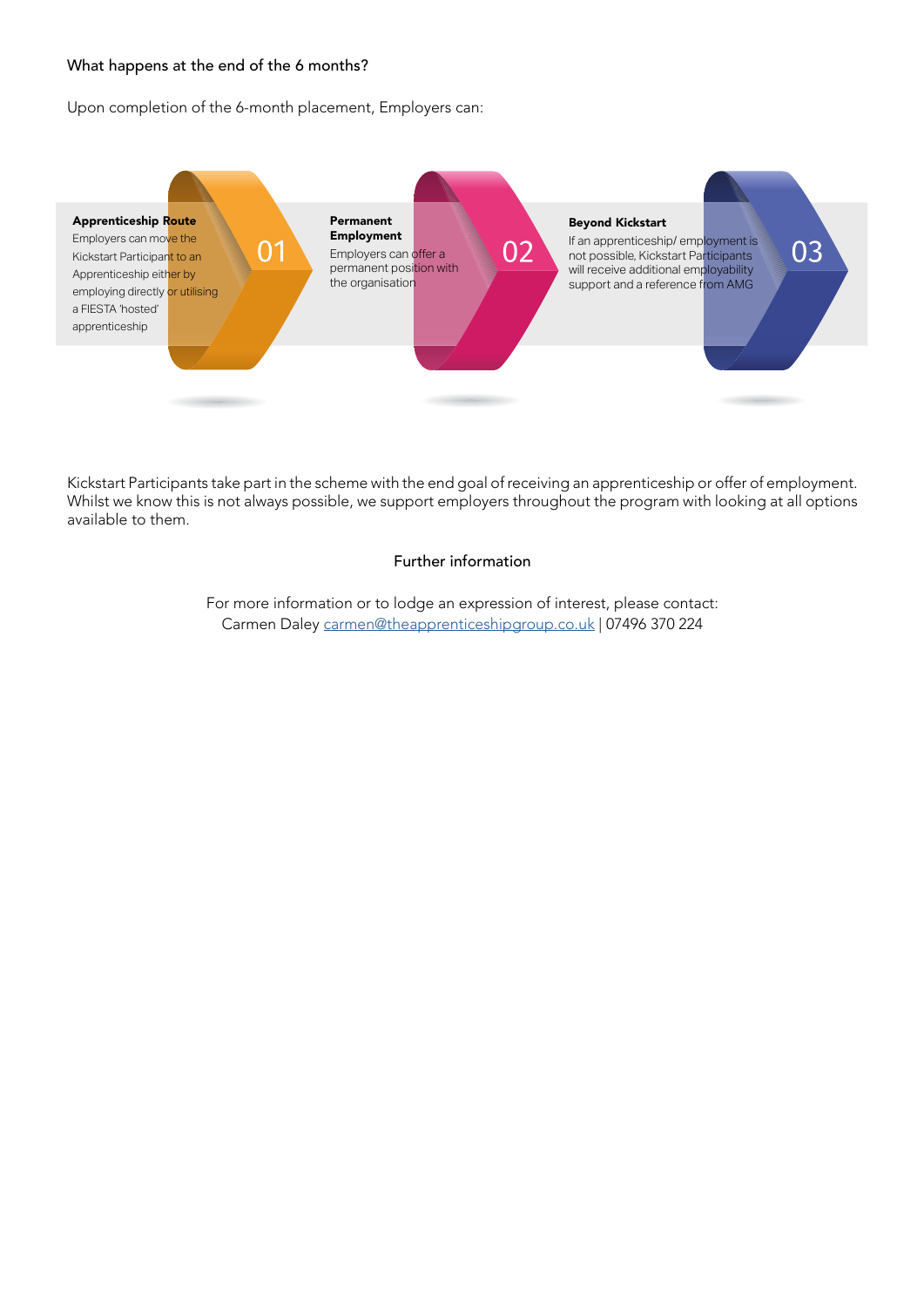What happens at the end of the 6 months?

Upon completion of the 6-month placement, Employers can:

**Apprenticeship Route**
Employers can move the Kickstart Participant to an Apprenticeship either by employing directly or utilising a FIESTA 'hosted' apprenticeship

01

**Permanent Employment**
Employers can offer a permanent position with the organisation

02

**Beyond Kickstart**
If an apprenticeship/ employment is not possible, Kickstart Participants will receive additional employability support and a reference from AMG

03

Kickstart Participants take part in the scheme with the end goal of receiving an apprenticeship or offer of employment. Whilst we know this is not always possible, we support employers throughout the program with looking at all options available to them.

Further information

For more information or to lodge an expression of interest, please contact:
Carmen Daley carmen@theapprenticeshipgroup.co.uk | 07496 370 224